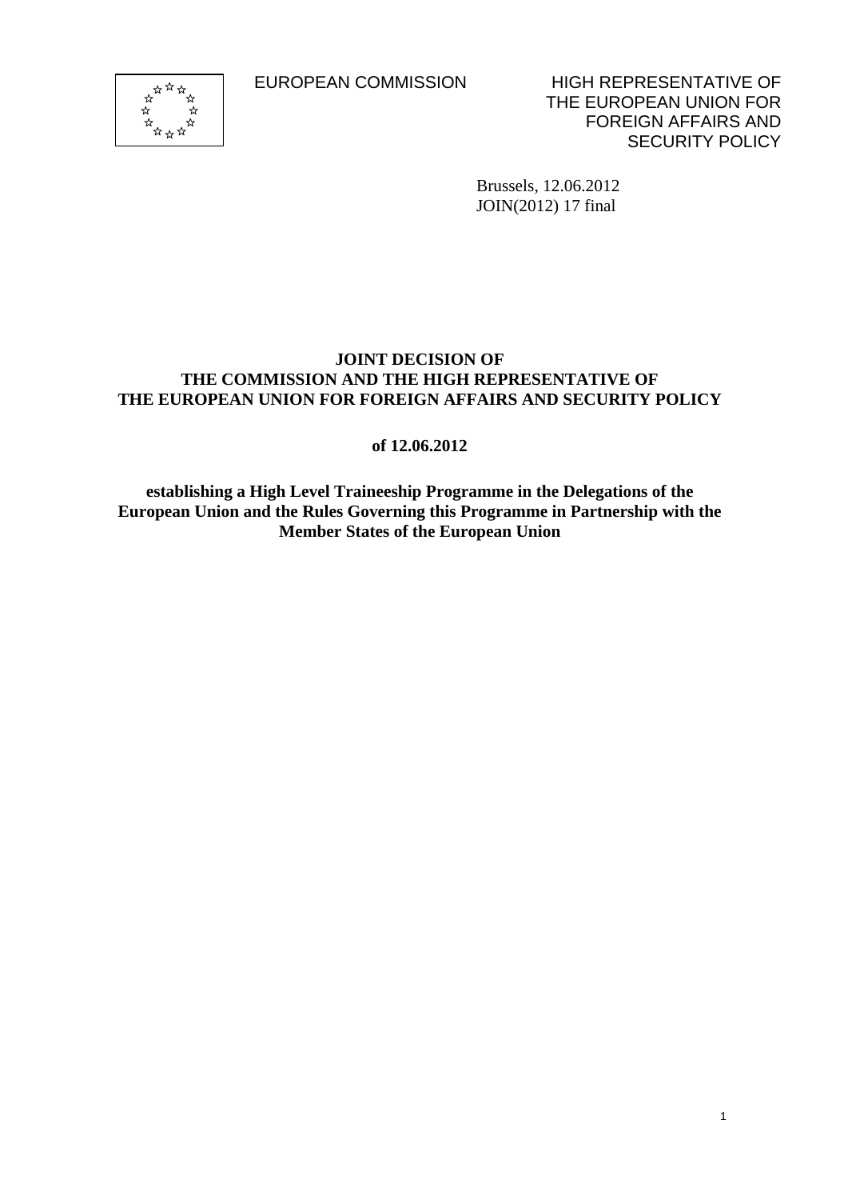EUROPEAN COMMISSION

HIGH REPRESENTATIVE OF THE EUROPEAN UNION FOR FOREIGN AFFAIRS AND SECURITY POLICY

Brussels, 12.06.2012
JOIN(2012) 17 final

**JOINT DECISION OF
THE COMMISSION AND THE HIGH REPRESENTATIVE OF
THE EUROPEAN UNION FOR FOREIGN AFFAIRS AND SECURITY POLICY**

**of 12.06.2012**

**establishing a High Level Traineeship Programme in the Delegations of the European Union and the Rules Governing this Programme in Partnership with the Member States of the European Union**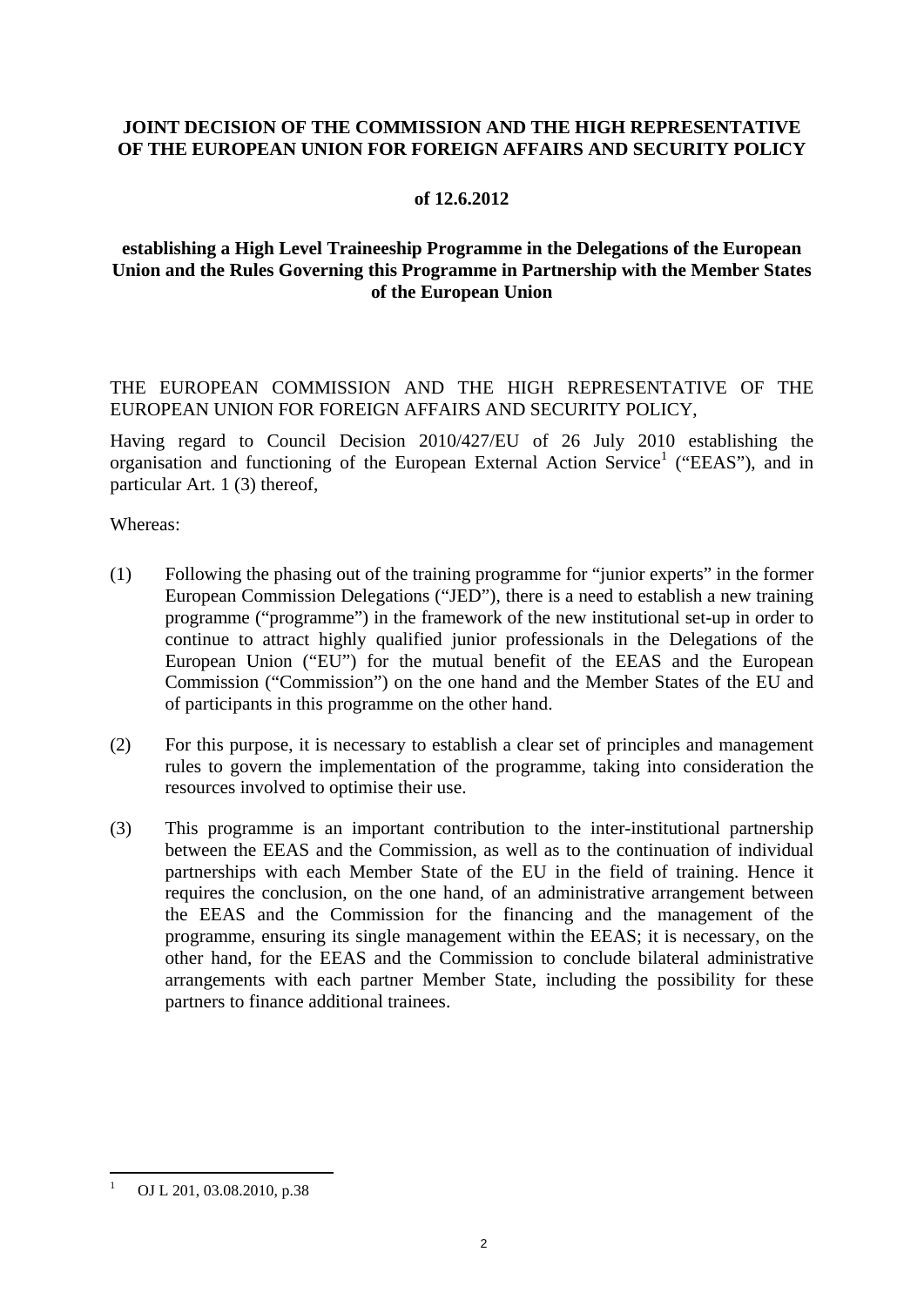**JOINT DECISION OF THE COMMISSION AND THE HIGH REPRESENTATIVE OF THE EUROPEAN UNION FOR FOREIGN AFFAIRS AND SECURITY POLICY**

**of 12.6.2012**

**establishing a High Level Traineeship Programme in the Delegations of the European Union and the Rules Governing this Programme in Partnership with the Member States of the European Union**

THE EUROPEAN COMMISSION AND THE HIGH REPRESENTATIVE OF THE EUROPEAN UNION FOR FOREIGN AFFAIRS AND SECURITY POLICY,

Having regard to Council Decision 2010/427/EU of 26 July 2010 establishing the organisation and functioning of the European External Action Service[1] ("EEAS"), and in particular Art. 1 (3) thereof,

Whereas:

(1) Following the phasing out of the training programme for "junior experts" in the former European Commission Delegations ("JED"), there is a need to establish a new training programme ("programme") in the framework of the new institutional set-up in order to continue to attract highly qualified junior professionals in the Delegations of the European Union ("EU") for the mutual benefit of the EEAS and the European Commission ("Commission") on the one hand and the Member States of the EU and of participants in this programme on the other hand.

(2) For this purpose, it is necessary to establish a clear set of principles and management rules to govern the implementation of the programme, taking into consideration the resources involved to optimise their use.

(3) This programme is an important contribution to the inter-institutional partnership between the EEAS and the Commission, as well as to the continuation of individual partnerships with each Member State of the EU in the field of training. Hence it requires the conclusion, on the one hand, of an administrative arrangement between the EEAS and the Commission for the financing and the management of the programme, ensuring its single management within the EEAS; it is necessary, on the other hand, for the EEAS and the Commission to conclude bilateral administrative arrangements with each partner Member State, including the possibility for these partners to finance additional trainees.

[1] OJ L 201, 03.08.2010, p.38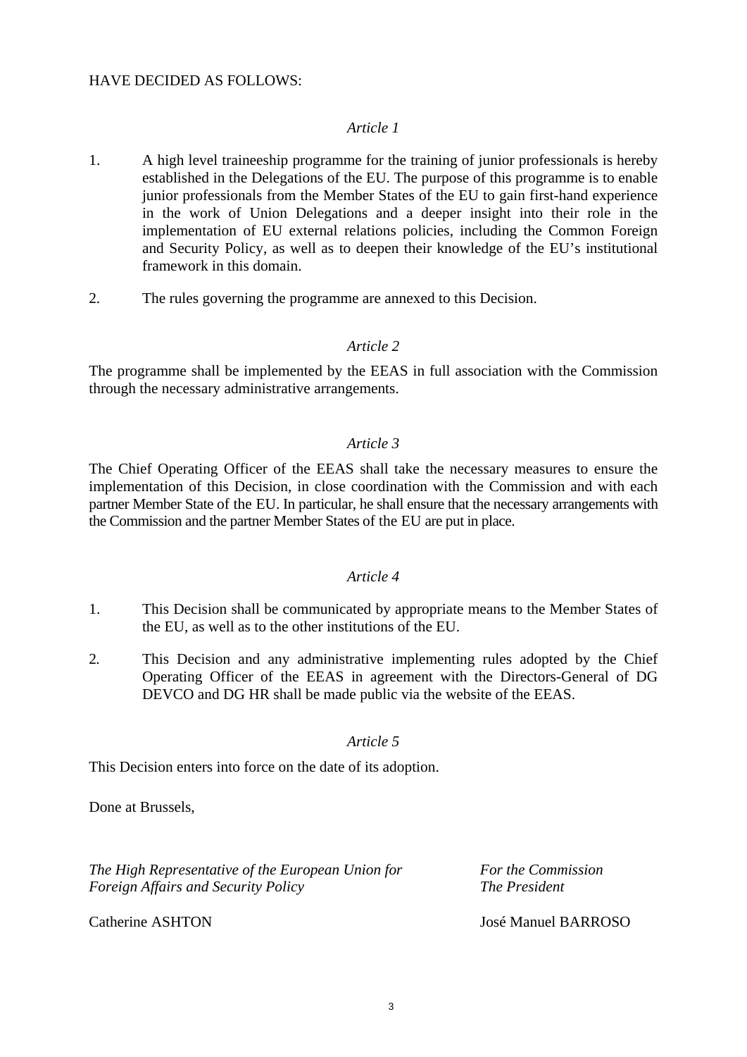HAVE DECIDED AS FOLLOWS:

*Article 1*

1. A high level traineeship programme for the training of junior professionals is hereby established in the Delegations of the EU. The purpose of this programme is to enable junior professionals from the Member States of the EU to gain first-hand experience in the work of Union Delegations and a deeper insight into their role in the implementation of EU external relations policies, including the Common Foreign and Security Policy, as well as to deepen their knowledge of the EU's institutional framework in this domain.

2. The rules governing the programme are annexed to this Decision.

*Article 2*

The programme shall be implemented by the EEAS in full association with the Commission through the necessary administrative arrangements.

*Article 3*

The Chief Operating Officer of the EEAS shall take the necessary measures to ensure the implementation of this Decision, in close coordination with the Commission and with each partner Member State of the EU. In particular, he shall ensure that the necessary arrangements with the Commission and the partner Member States of the EU are put in place.

*Article 4*

1. This Decision shall be communicated by appropriate means to the Member States of the EU, as well as to the other institutions of the EU.

2. This Decision and any administrative implementing rules adopted by the Chief Operating Officer of the EEAS in agreement with the Directors-General of DG DEVCO and DG HR shall be made public via the website of the EEAS.

*Article 5*

This Decision enters into force on the date of its adoption.

Done at Brussels,

*The High Representative of the European Union for Foreign Affairs and Security Policy*

Catherine ASHTON

*For the Commission*
*The President*

José Manuel BARROSO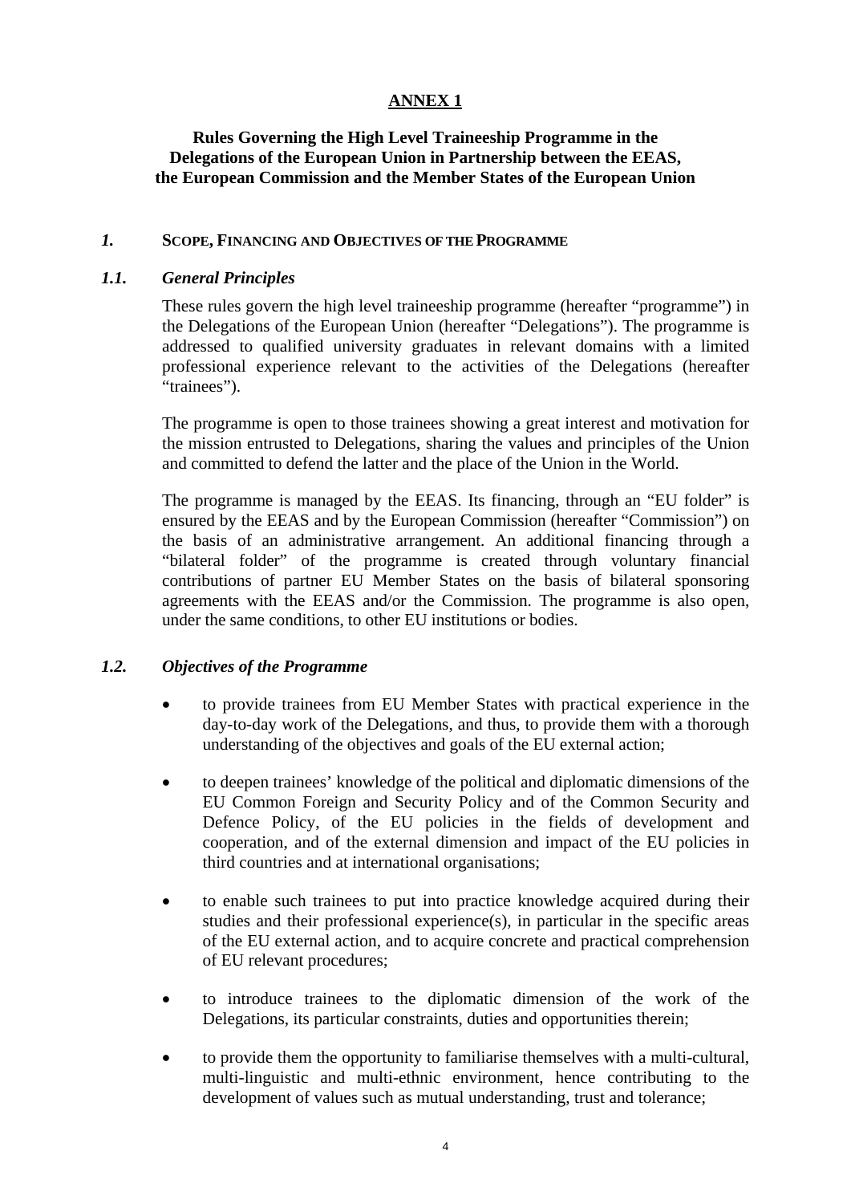**ANNEX 1**

**Rules Governing the High Level Traineeship Programme in the Delegations of the European Union in Partnership between the EEAS, the European Commission and the Member States of the European Union**

## *1.* SCOPE, FINANCING AND OBJECTIVES OF THE PROGRAMME

### *1.1. General Principles*

These rules govern the high level traineeship programme (hereafter "programme") in the Delegations of the European Union (hereafter "Delegations"). The programme is addressed to qualified university graduates in relevant domains with a limited professional experience relevant to the activities of the Delegations (hereafter "trainees").

The programme is open to those trainees showing a great interest and motivation for the mission entrusted to Delegations, sharing the values and principles of the Union and committed to defend the latter and the place of the Union in the World.

The programme is managed by the EEAS. Its financing, through an "EU folder" is ensured by the EEAS and by the European Commission (hereafter "Commission") on the basis of an administrative arrangement. An additional financing through a "bilateral folder" of the programme is created through voluntary financial contributions of partner EU Member States on the basis of bilateral sponsoring agreements with the EEAS and/or the Commission. The programme is also open, under the same conditions, to other EU institutions or bodies.

### *1.2. Objectives of the Programme*

- to provide trainees from EU Member States with practical experience in the day-to-day work of the Delegations, and thus, to provide them with a thorough understanding of the objectives and goals of the EU external action;
- to deepen trainees' knowledge of the political and diplomatic dimensions of the EU Common Foreign and Security Policy and of the Common Security and Defence Policy, of the EU policies in the fields of development and cooperation, and of the external dimension and impact of the EU policies in third countries and at international organisations;
- to enable such trainees to put into practice knowledge acquired during their studies and their professional experience(s), in particular in the specific areas of the EU external action, and to acquire concrete and practical comprehension of EU relevant procedures;
- to introduce trainees to the diplomatic dimension of the work of the Delegations, its particular constraints, duties and opportunities therein;
- to provide them the opportunity to familiarise themselves with a multi-cultural, multi-linguistic and multi-ethnic environment, hence contributing to the development of values such as mutual understanding, trust and tolerance;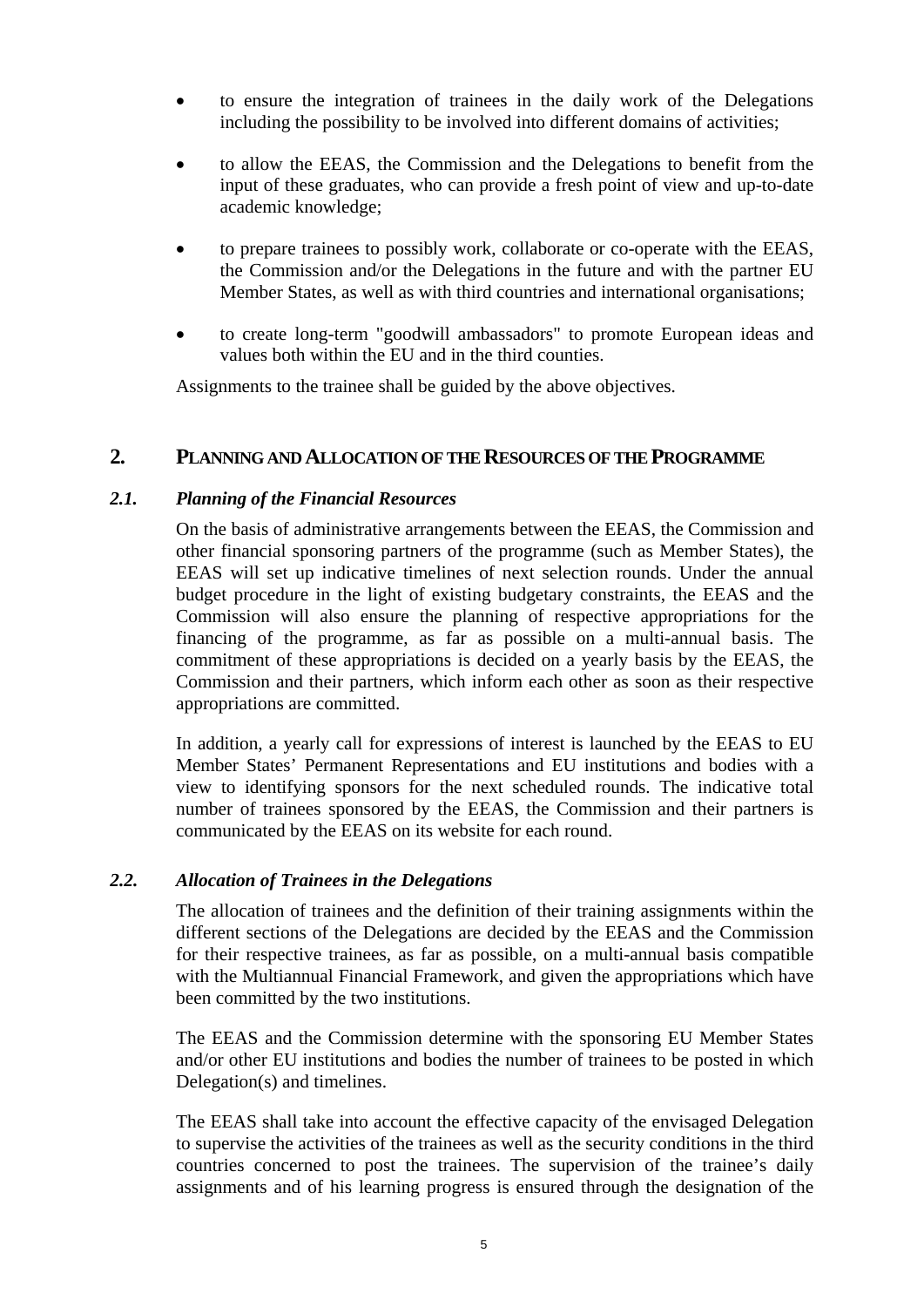- to ensure the integration of trainees in the daily work of the Delegations including the possibility to be involved into different domains of activities;
- to allow the EEAS, the Commission and the Delegations to benefit from the input of these graduates, who can provide a fresh point of view and up-to-date academic knowledge;
- to prepare trainees to possibly work, collaborate or co-operate with the EEAS, the Commission and/or the Delegations in the future and with the partner EU Member States, as well as with third countries and international organisations;
- to create long-term "goodwill ambassadors" to promote European ideas and values both within the EU and in the third counties.

Assignments to the trainee shall be guided by the above objectives.

## 2. Planning and Allocation of the Resources of the Programme

### *2.1. Planning of the Financial Resources*

On the basis of administrative arrangements between the EEAS, the Commission and other financial sponsoring partners of the programme (such as Member States), the EEAS will set up indicative timelines of next selection rounds. Under the annual budget procedure in the light of existing budgetary constraints, the EEAS and the Commission will also ensure the planning of respective appropriations for the financing of the programme, as far as possible on a multi-annual basis. The commitment of these appropriations is decided on a yearly basis by the EEAS, the Commission and their partners, which inform each other as soon as their respective appropriations are committed.

In addition, a yearly call for expressions of interest is launched by the EEAS to EU Member States' Permanent Representations and EU institutions and bodies with a view to identifying sponsors for the next scheduled rounds. The indicative total number of trainees sponsored by the EEAS, the Commission and their partners is communicated by the EEAS on its website for each round.

### *2.2. Allocation of Trainees in the Delegations*

The allocation of trainees and the definition of their training assignments within the different sections of the Delegations are decided by the EEAS and the Commission for their respective trainees, as far as possible, on a multi-annual basis compatible with the Multiannual Financial Framework, and given the appropriations which have been committed by the two institutions.

The EEAS and the Commission determine with the sponsoring EU Member States and/or other EU institutions and bodies the number of trainees to be posted in which Delegation(s) and timelines.

The EEAS shall take into account the effective capacity of the envisaged Delegation to supervise the activities of the trainees as well as the security conditions in the third countries concerned to post the trainees. The supervision of the trainee's daily assignments and of his learning progress is ensured through the designation of the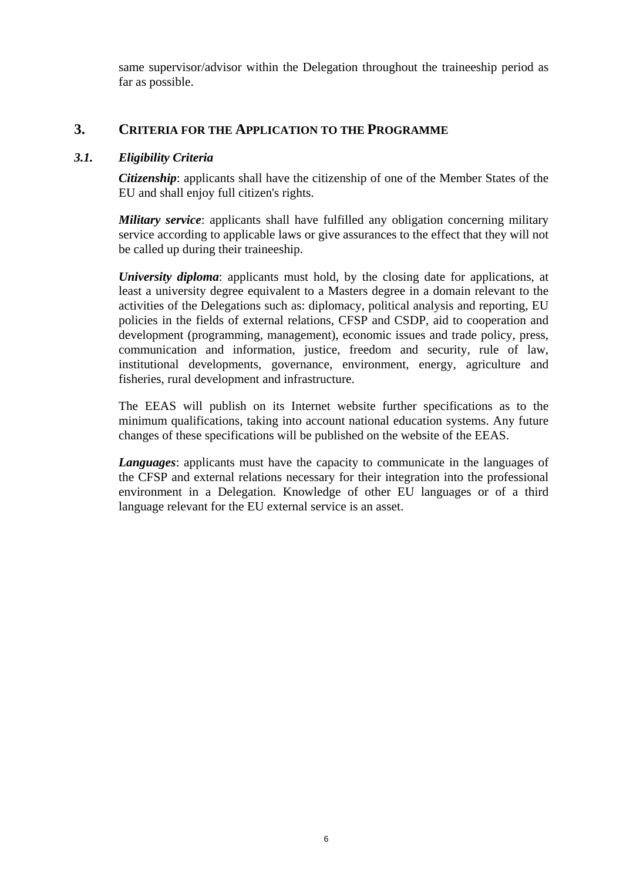same supervisor/advisor within the Delegation throughout the traineeship period as far as possible.

## 3. Criteria for the Application to the Programme

### *3.1. Eligibility Criteria*

***Citizenship***: applicants shall have the citizenship of one of the Member States of the EU and shall enjoy full citizen's rights.

***Military service***: applicants shall have fulfilled any obligation concerning military service according to applicable laws or give assurances to the effect that they will not be called up during their traineeship.

***University diploma***: applicants must hold, by the closing date for applications, at least a university degree equivalent to a Masters degree in a domain relevant to the activities of the Delegations such as: diplomacy, political analysis and reporting, EU policies in the fields of external relations, CFSP and CSDP, aid to cooperation and development (programming, management), economic issues and trade policy, press, communication and information, justice, freedom and security, rule of law, institutional developments, governance, environment, energy, agriculture and fisheries, rural development and infrastructure.

The EEAS will publish on its Internet website further specifications as to the minimum qualifications, taking into account national education systems. Any future changes of these specifications will be published on the website of the EEAS.

***Languages***: applicants must have the capacity to communicate in the languages of the CFSP and external relations necessary for their integration into the professional environment in a Delegation. Knowledge of other EU languages or of a third language relevant for the EU external service is an asset.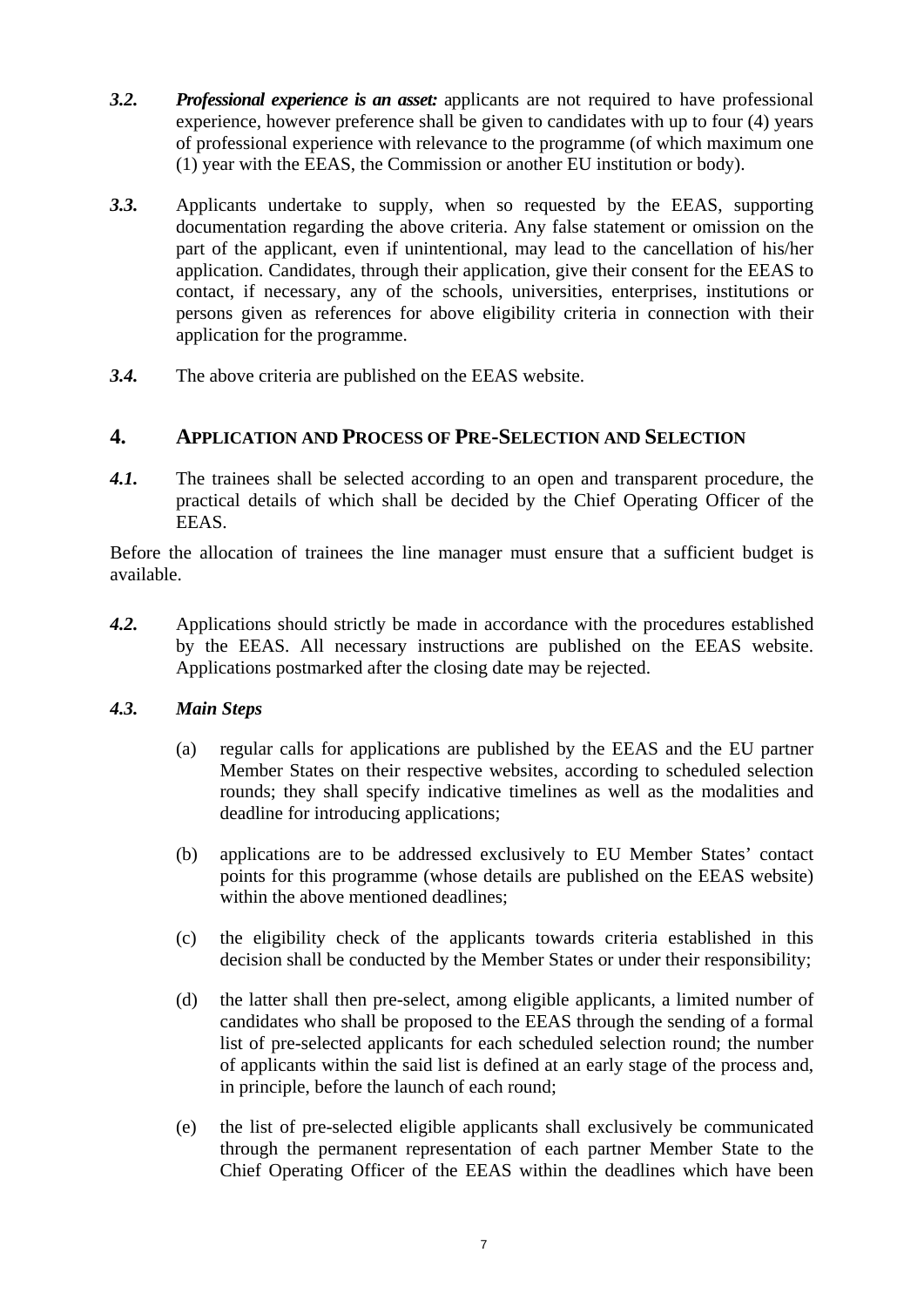***3.2.*** ***Professional experience is an asset:*** applicants are not required to have professional experience, however preference shall be given to candidates with up to four (4) years of professional experience with relevance to the programme (of which maximum one (1) year with the EEAS, the Commission or another EU institution or body).

***3.3.*** Applicants undertake to supply, when so requested by the EEAS, supporting documentation regarding the above criteria. Any false statement or omission on the part of the applicant, even if unintentional, may lead to the cancellation of his/her application. Candidates, through their application, give their consent for the EEAS to contact, if necessary, any of the schools, universities, enterprises, institutions or persons given as references for above eligibility criteria in connection with their application for the programme.

***3.4.*** The above criteria are published on the EEAS website.

## 4. APPLICATION AND PROCESS OF PRE-SELECTION AND SELECTION

***4.1.*** The trainees shall be selected according to an open and transparent procedure, the practical details of which shall be decided by the Chief Operating Officer of the EEAS.

Before the allocation of trainees the line manager must ensure that a sufficient budget is available.

***4.2.*** Applications should strictly be made in accordance with the procedures established by the EEAS. All necessary instructions are published on the EEAS website. Applications postmarked after the closing date may be rejected.

***4.3.*** ***Main Steps***

(a) regular calls for applications are published by the EEAS and the EU partner Member States on their respective websites, according to scheduled selection rounds; they shall specify indicative timelines as well as the modalities and deadline for introducing applications;

(b) applications are to be addressed exclusively to EU Member States' contact points for this programme (whose details are published on the EEAS website) within the above mentioned deadlines;

(c) the eligibility check of the applicants towards criteria established in this decision shall be conducted by the Member States or under their responsibility;

(d) the latter shall then pre-select, among eligible applicants, a limited number of candidates who shall be proposed to the EEAS through the sending of a formal list of pre-selected applicants for each scheduled selection round; the number of applicants within the said list is defined at an early stage of the process and, in principle, before the launch of each round;

(e) the list of pre-selected eligible applicants shall exclusively be communicated through the permanent representation of each partner Member State to the Chief Operating Officer of the EEAS within the deadlines which have been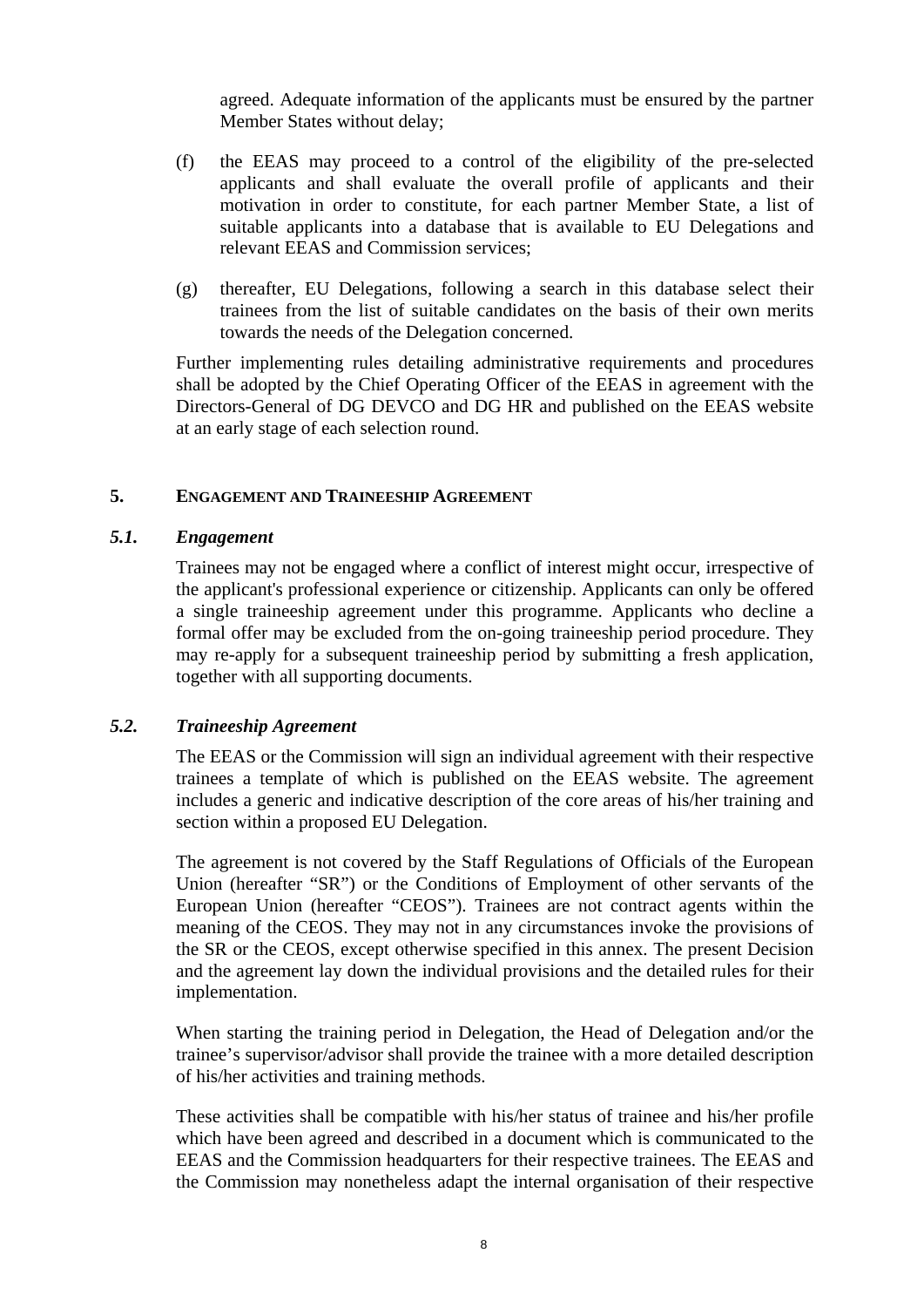agreed. Adequate information of the applicants must be ensured by the partner Member States without delay;

(f) the EEAS may proceed to a control of the eligibility of the pre-selected applicants and shall evaluate the overall profile of applicants and their motivation in order to constitute, for each partner Member State, a list of suitable applicants into a database that is available to EU Delegations and relevant EEAS and Commission services;

(g) thereafter, EU Delegations, following a search in this database select their trainees from the list of suitable candidates on the basis of their own merits towards the needs of the Delegation concerned.

Further implementing rules detailing administrative requirements and procedures shall be adopted by the Chief Operating Officer of the EEAS in agreement with the Directors-General of DG DEVCO and DG HR and published on the EEAS website at an early stage of each selection round.

## 5. ENGAGEMENT AND TRAINEESHIP AGREEMENT

### *5.1. Engagement*

Trainees may not be engaged where a conflict of interest might occur, irrespective of the applicant's professional experience or citizenship. Applicants can only be offered a single traineeship agreement under this programme. Applicants who decline a formal offer may be excluded from the on-going traineeship period procedure. They may re-apply for a subsequent traineeship period by submitting a fresh application, together with all supporting documents.

### *5.2. Traineeship Agreement*

The EEAS or the Commission will sign an individual agreement with their respective trainees a template of which is published on the EEAS website. The agreement includes a generic and indicative description of the core areas of his/her training and section within a proposed EU Delegation.

The agreement is not covered by the Staff Regulations of Officials of the European Union (hereafter "SR") or the Conditions of Employment of other servants of the European Union (hereafter "CEOS"). Trainees are not contract agents within the meaning of the CEOS. They may not in any circumstances invoke the provisions of the SR or the CEOS, except otherwise specified in this annex. The present Decision and the agreement lay down the individual provisions and the detailed rules for their implementation.

When starting the training period in Delegation, the Head of Delegation and/or the trainee's supervisor/advisor shall provide the trainee with a more detailed description of his/her activities and training methods.

These activities shall be compatible with his/her status of trainee and his/her profile which have been agreed and described in a document which is communicated to the EEAS and the Commission headquarters for their respective trainees. The EEAS and the Commission may nonetheless adapt the internal organisation of their respective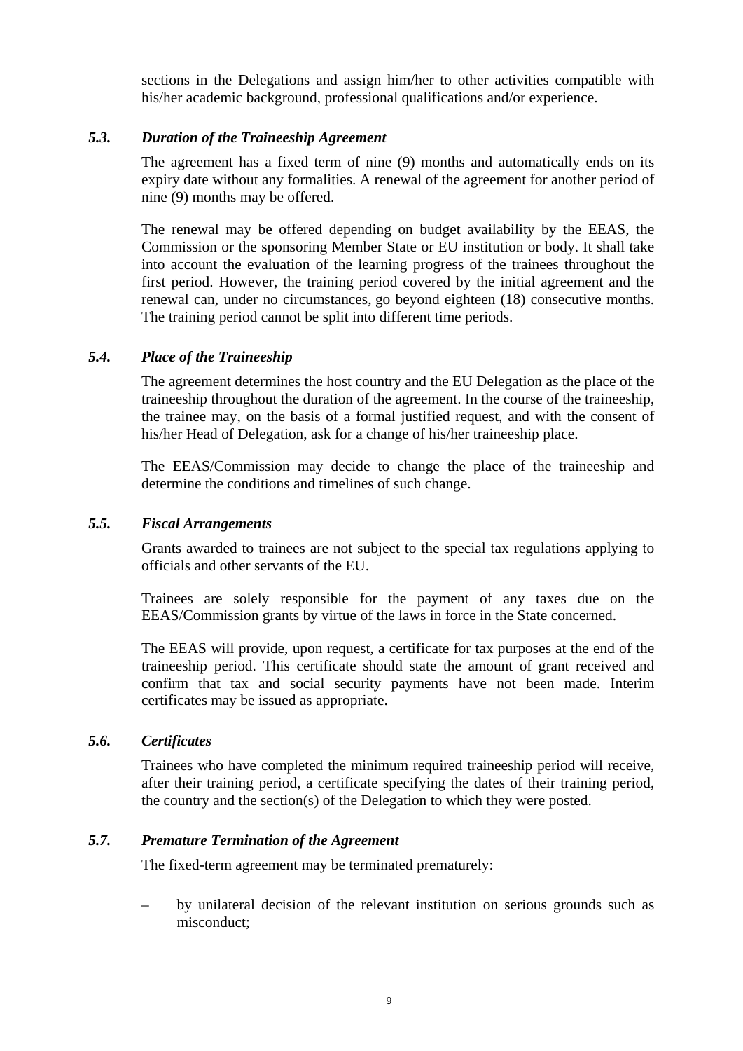sections in the Delegations and assign him/her to other activities compatible with his/her academic background, professional qualifications and/or experience.

### *5.3. Duration of the Traineeship Agreement*

The agreement has a fixed term of nine (9) months and automatically ends on its expiry date without any formalities. A renewal of the agreement for another period of nine (9) months may be offered.

The renewal may be offered depending on budget availability by the EEAS, the Commission or the sponsoring Member State or EU institution or body. It shall take into account the evaluation of the learning progress of the trainees throughout the first period. However, the training period covered by the initial agreement and the renewal can, under no circumstances, go beyond eighteen (18) consecutive months. The training period cannot be split into different time periods.

### *5.4. Place of the Traineeship*

The agreement determines the host country and the EU Delegation as the place of the traineeship throughout the duration of the agreement. In the course of the traineeship, the trainee may, on the basis of a formal justified request, and with the consent of his/her Head of Delegation, ask for a change of his/her traineeship place.

The EEAS/Commission may decide to change the place of the traineeship and determine the conditions and timelines of such change.

### *5.5. Fiscal Arrangements*

Grants awarded to trainees are not subject to the special tax regulations applying to officials and other servants of the EU.

Trainees are solely responsible for the payment of any taxes due on the EEAS/Commission grants by virtue of the laws in force in the State concerned.

The EEAS will provide, upon request, a certificate for tax purposes at the end of the traineeship period. This certificate should state the amount of grant received and confirm that tax and social security payments have not been made. Interim certificates may be issued as appropriate.

### *5.6. Certificates*

Trainees who have completed the minimum required traineeship period will receive, after their training period, a certificate specifying the dates of their training period, the country and the section(s) of the Delegation to which they were posted.

### *5.7. Premature Termination of the Agreement*

The fixed-term agreement may be terminated prematurely:

– by unilateral decision of the relevant institution on serious grounds such as misconduct;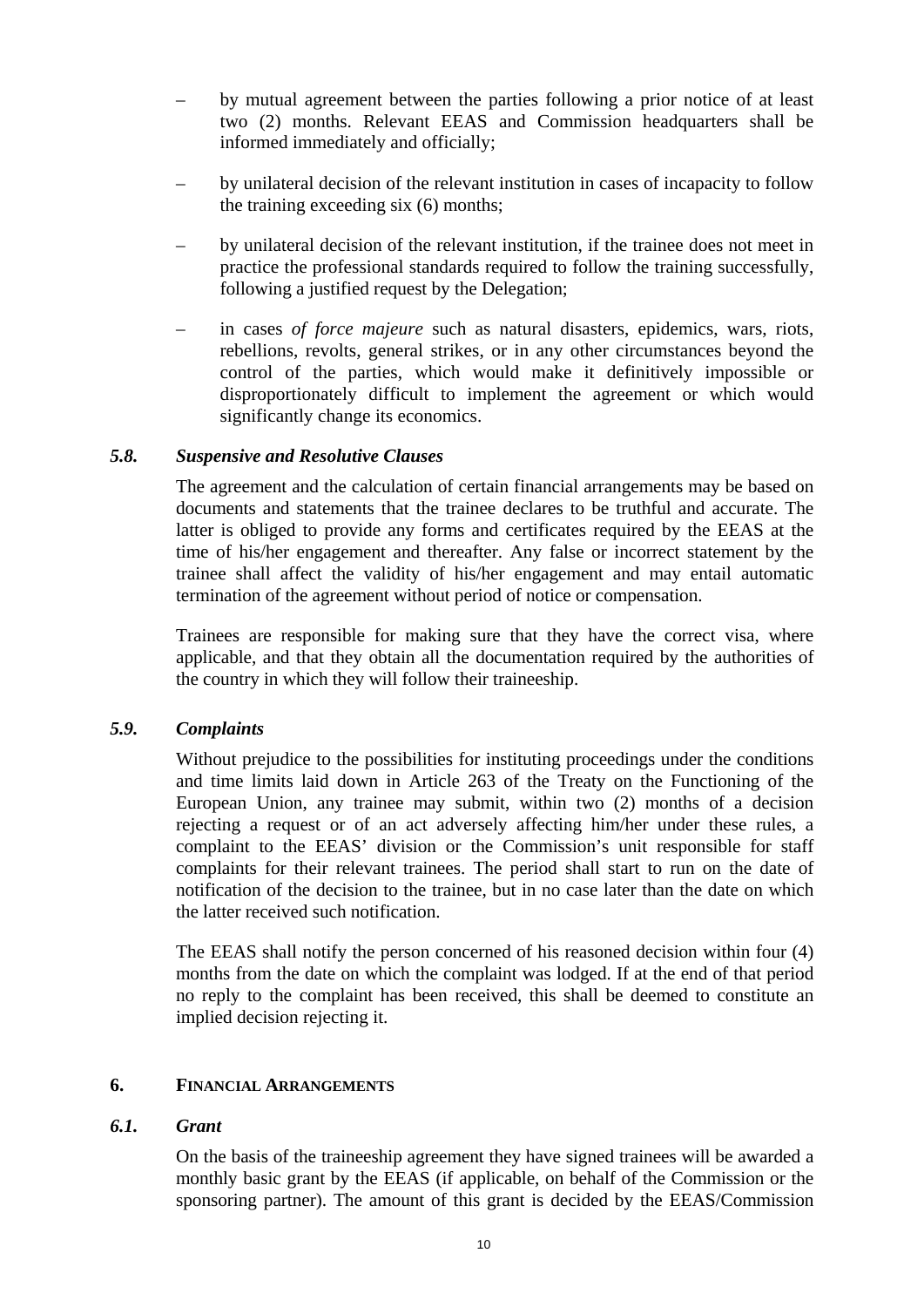- by mutual agreement between the parties following a prior notice of at least two (2) months. Relevant EEAS and Commission headquarters shall be informed immediately and officially;
- by unilateral decision of the relevant institution in cases of incapacity to follow the training exceeding six (6) months;
- by unilateral decision of the relevant institution, if the trainee does not meet in practice the professional standards required to follow the training successfully, following a justified request by the Delegation;
- in cases *of force majeure* such as natural disasters, epidemics, wars, riots, rebellions, revolts, general strikes, or in any other circumstances beyond the control of the parties, which would make it definitively impossible or disproportionately difficult to implement the agreement or which would significantly change its economics.

### *5.8. Suspensive and Resolutive Clauses*

The agreement and the calculation of certain financial arrangements may be based on documents and statements that the trainee declares to be truthful and accurate. The latter is obliged to provide any forms and certificates required by the EEAS at the time of his/her engagement and thereafter. Any false or incorrect statement by the trainee shall affect the validity of his/her engagement and may entail automatic termination of the agreement without period of notice or compensation.

Trainees are responsible for making sure that they have the correct visa, where applicable, and that they obtain all the documentation required by the authorities of the country in which they will follow their traineeship.

### *5.9. Complaints*

Without prejudice to the possibilities for instituting proceedings under the conditions and time limits laid down in Article 263 of the Treaty on the Functioning of the European Union, any trainee may submit, within two (2) months of a decision rejecting a request or of an act adversely affecting him/her under these rules, a complaint to the EEAS' division or the Commission's unit responsible for staff complaints for their relevant trainees. The period shall start to run on the date of notification of the decision to the trainee, but in no case later than the date on which the latter received such notification.

The EEAS shall notify the person concerned of his reasoned decision within four (4) months from the date on which the complaint was lodged. If at the end of that period no reply to the complaint has been received, this shall be deemed to constitute an implied decision rejecting it.

## 6. FINANCIAL ARRANGEMENTS

### *6.1. Grant*

On the basis of the traineeship agreement they have signed trainees will be awarded a monthly basic grant by the EEAS (if applicable, on behalf of the Commission or the sponsoring partner). The amount of this grant is decided by the EEAS/Commission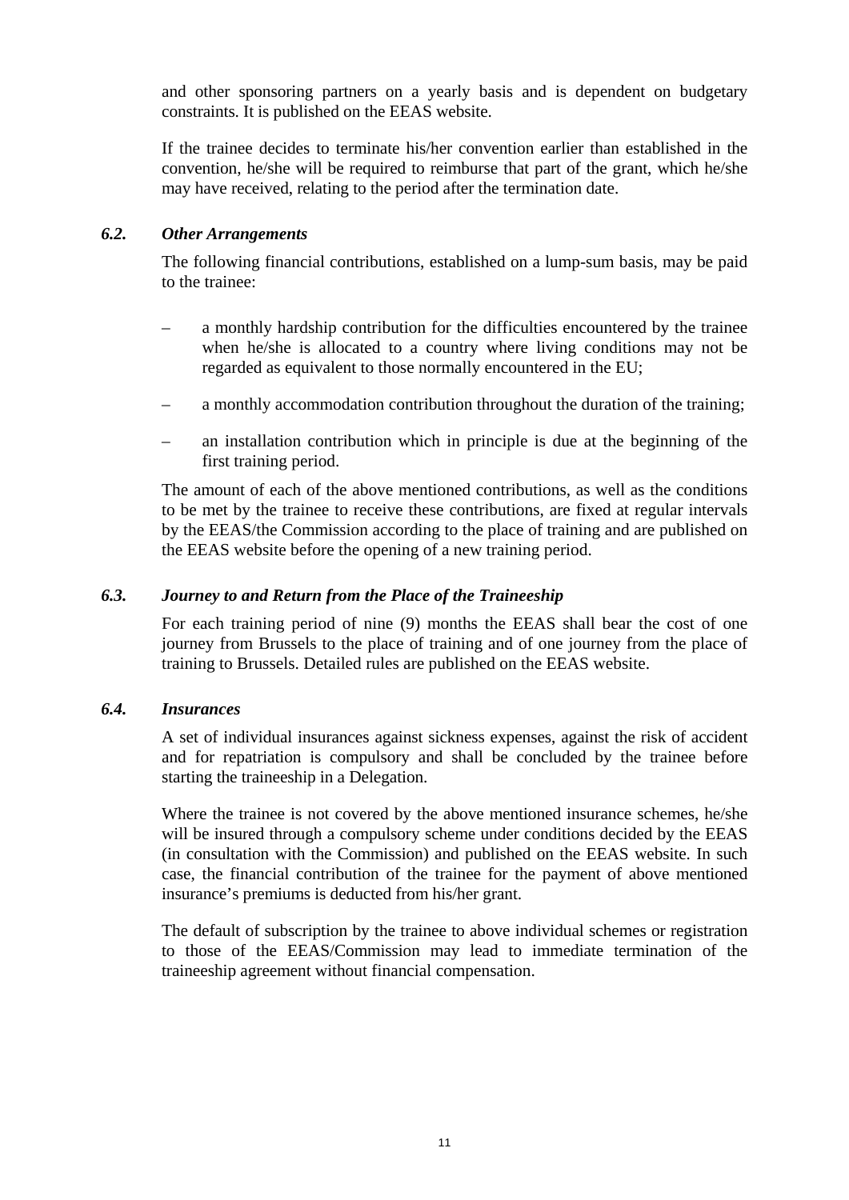and other sponsoring partners on a yearly basis and is dependent on budgetary constraints. It is published on the EEAS website.

If the trainee decides to terminate his/her convention earlier than established in the convention, he/she will be required to reimburse that part of the grant, which he/she may have received, relating to the period after the termination date.

### *6.2. Other Arrangements*

The following financial contributions, established on a lump-sum basis, may be paid to the trainee:

– a monthly hardship contribution for the difficulties encountered by the trainee when he/she is allocated to a country where living conditions may not be regarded as equivalent to those normally encountered in the EU;

– a monthly accommodation contribution throughout the duration of the training;

– an installation contribution which in principle is due at the beginning of the first training period.

The amount of each of the above mentioned contributions, as well as the conditions to be met by the trainee to receive these contributions, are fixed at regular intervals by the EEAS/the Commission according to the place of training and are published on the EEAS website before the opening of a new training period.

### *6.3. Journey to and Return from the Place of the Traineeship*

For each training period of nine (9) months the EEAS shall bear the cost of one journey from Brussels to the place of training and of one journey from the place of training to Brussels. Detailed rules are published on the EEAS website.

### *6.4. Insurances*

A set of individual insurances against sickness expenses, against the risk of accident and for repatriation is compulsory and shall be concluded by the trainee before starting the traineeship in a Delegation.

Where the trainee is not covered by the above mentioned insurance schemes, he/she will be insured through a compulsory scheme under conditions decided by the EEAS (in consultation with the Commission) and published on the EEAS website. In such case, the financial contribution of the trainee for the payment of above mentioned insurance's premiums is deducted from his/her grant.

The default of subscription by the trainee to above individual schemes or registration to those of the EEAS/Commission may lead to immediate termination of the traineeship agreement without financial compensation.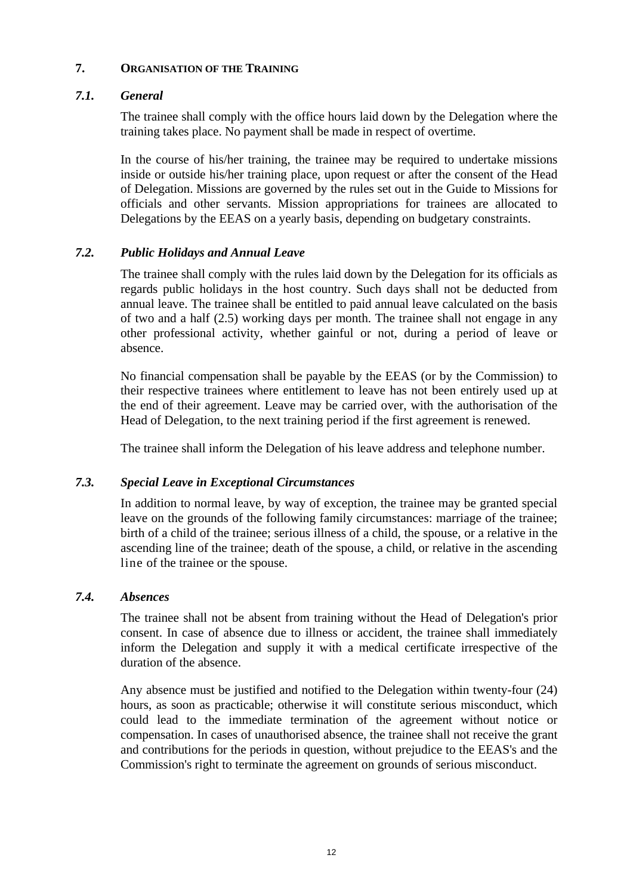## 7. ORGANISATION OF THE TRAINING

### *7.1. General*

The trainee shall comply with the office hours laid down by the Delegation where the training takes place. No payment shall be made in respect of overtime.

In the course of his/her training, the trainee may be required to undertake missions inside or outside his/her training place, upon request or after the consent of the Head of Delegation. Missions are governed by the rules set out in the Guide to Missions for officials and other servants. Mission appropriations for trainees are allocated to Delegations by the EEAS on a yearly basis, depending on budgetary constraints.

### *7.2. Public Holidays and Annual Leave*

The trainee shall comply with the rules laid down by the Delegation for its officials as regards public holidays in the host country. Such days shall not be deducted from annual leave. The trainee shall be entitled to paid annual leave calculated on the basis of two and a half (2.5) working days per month. The trainee shall not engage in any other professional activity, whether gainful or not, during a period of leave or absence.

No financial compensation shall be payable by the EEAS (or by the Commission) to their respective trainees where entitlement to leave has not been entirely used up at the end of their agreement. Leave may be carried over, with the authorisation of the Head of Delegation, to the next training period if the first agreement is renewed.

The trainee shall inform the Delegation of his leave address and telephone number.

### *7.3. Special Leave in Exceptional Circumstances*

In addition to normal leave, by way of exception, the trainee may be granted special leave on the grounds of the following family circumstances: marriage of the trainee; birth of a child of the trainee; serious illness of a child, the spouse, or a relative in the ascending line of the trainee; death of the spouse, a child, or relative in the ascending line of the trainee or the spouse.

### *7.4. Absences*

The trainee shall not be absent from training without the Head of Delegation's prior consent. In case of absence due to illness or accident, the trainee shall immediately inform the Delegation and supply it with a medical certificate irrespective of the duration of the absence.

Any absence must be justified and notified to the Delegation within twenty-four (24) hours, as soon as practicable; otherwise it will constitute serious misconduct, which could lead to the immediate termination of the agreement without notice or compensation. In cases of unauthorised absence, the trainee shall not receive the grant and contributions for the periods in question, without prejudice to the EEAS's and the Commission's right to terminate the agreement on grounds of serious misconduct.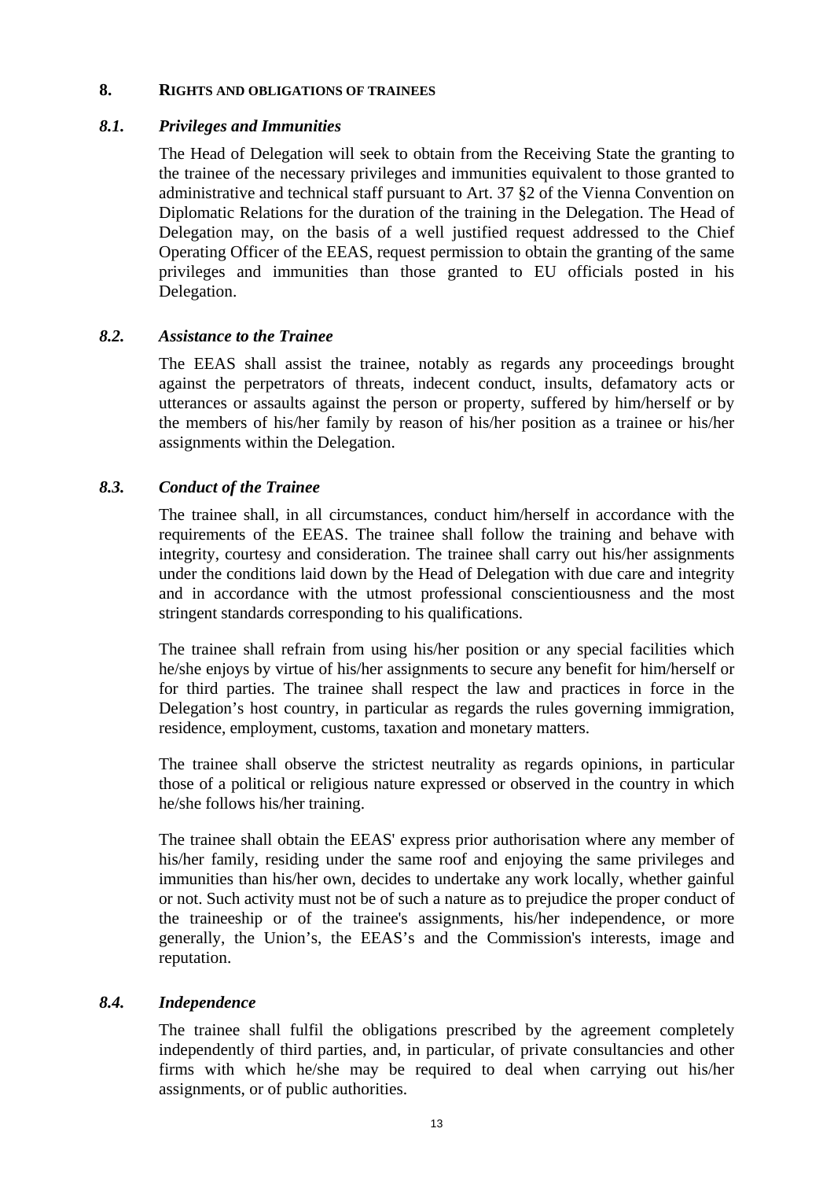## 8. RIGHTS AND OBLIGATIONS OF TRAINEES

### *8.1. Privileges and Immunities*

The Head of Delegation will seek to obtain from the Receiving State the granting to the trainee of the necessary privileges and immunities equivalent to those granted to administrative and technical staff pursuant to Art. 37 §2 of the Vienna Convention on Diplomatic Relations for the duration of the training in the Delegation. The Head of Delegation may, on the basis of a well justified request addressed to the Chief Operating Officer of the EEAS, request permission to obtain the granting of the same privileges and immunities than those granted to EU officials posted in his Delegation.

### *8.2. Assistance to the Trainee*

The EEAS shall assist the trainee, notably as regards any proceedings brought against the perpetrators of threats, indecent conduct, insults, defamatory acts or utterances or assaults against the person or property, suffered by him/herself or by the members of his/her family by reason of his/her position as a trainee or his/her assignments within the Delegation.

### *8.3. Conduct of the Trainee*

The trainee shall, in all circumstances, conduct him/herself in accordance with the requirements of the EEAS. The trainee shall follow the training and behave with integrity, courtesy and consideration. The trainee shall carry out his/her assignments under the conditions laid down by the Head of Delegation with due care and integrity and in accordance with the utmost professional conscientiousness and the most stringent standards corresponding to his qualifications.

The trainee shall refrain from using his/her position or any special facilities which he/she enjoys by virtue of his/her assignments to secure any benefit for him/herself or for third parties. The trainee shall respect the law and practices in force in the Delegation's host country, in particular as regards the rules governing immigration, residence, employment, customs, taxation and monetary matters.

The trainee shall observe the strictest neutrality as regards opinions, in particular those of a political or religious nature expressed or observed in the country in which he/she follows his/her training.

The trainee shall obtain the EEAS' express prior authorisation where any member of his/her family, residing under the same roof and enjoying the same privileges and immunities than his/her own, decides to undertake any work locally, whether gainful or not. Such activity must not be of such a nature as to prejudice the proper conduct of the traineeship or of the trainee's assignments, his/her independence, or more generally, the Union's, the EEAS's and the Commission's interests, image and reputation.

### *8.4. Independence*

The trainee shall fulfil the obligations prescribed by the agreement completely independently of third parties, and, in particular, of private consultancies and other firms with which he/she may be required to deal when carrying out his/her assignments, or of public authorities.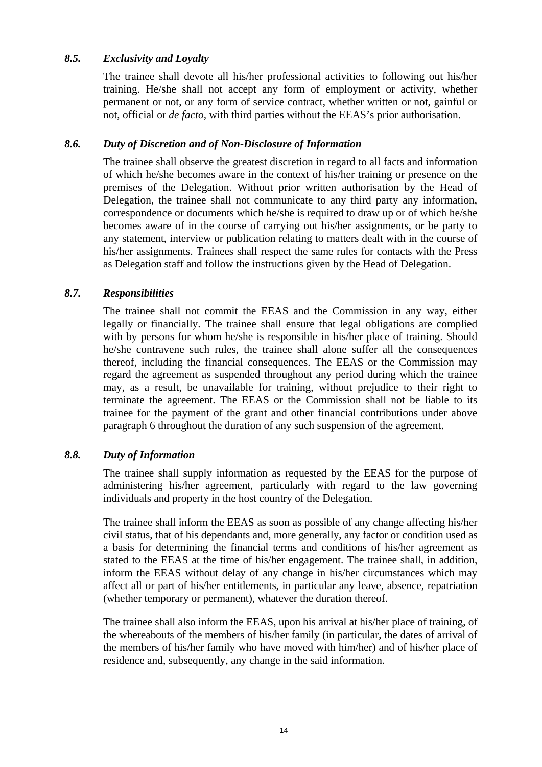### *8.5. Exclusivity and Loyalty*

The trainee shall devote all his/her professional activities to following out his/her training. He/she shall not accept any form of employment or activity, whether permanent or not, or any form of service contract, whether written or not, gainful or not, official or *de facto*, with third parties without the EEAS's prior authorisation.

### *8.6. Duty of Discretion and of Non-Disclosure of Information*

The trainee shall observe the greatest discretion in regard to all facts and information of which he/she becomes aware in the context of his/her training or presence on the premises of the Delegation. Without prior written authorisation by the Head of Delegation, the trainee shall not communicate to any third party any information, correspondence or documents which he/she is required to draw up or of which he/she becomes aware of in the course of carrying out his/her assignments, or be party to any statement, interview or publication relating to matters dealt with in the course of his/her assignments. Trainees shall respect the same rules for contacts with the Press as Delegation staff and follow the instructions given by the Head of Delegation.

### *8.7. Responsibilities*

The trainee shall not commit the EEAS and the Commission in any way, either legally or financially. The trainee shall ensure that legal obligations are complied with by persons for whom he/she is responsible in his/her place of training. Should he/she contravene such rules, the trainee shall alone suffer all the consequences thereof, including the financial consequences. The EEAS or the Commission may regard the agreement as suspended throughout any period during which the trainee may, as a result, be unavailable for training, without prejudice to their right to terminate the agreement. The EEAS or the Commission shall not be liable to its trainee for the payment of the grant and other financial contributions under above paragraph 6 throughout the duration of any such suspension of the agreement.

### *8.8. Duty of Information*

The trainee shall supply information as requested by the EEAS for the purpose of administering his/her agreement, particularly with regard to the law governing individuals and property in the host country of the Delegation.

The trainee shall inform the EEAS as soon as possible of any change affecting his/her civil status, that of his dependants and, more generally, any factor or condition used as a basis for determining the financial terms and conditions of his/her agreement as stated to the EEAS at the time of his/her engagement. The trainee shall, in addition, inform the EEAS without delay of any change in his/her circumstances which may affect all or part of his/her entitlements, in particular any leave, absence, repatriation (whether temporary or permanent), whatever the duration thereof.

The trainee shall also inform the EEAS, upon his arrival at his/her place of training, of the whereabouts of the members of his/her family (in particular, the dates of arrival of the members of his/her family who have moved with him/her) and of his/her place of residence and, subsequently, any change in the said information.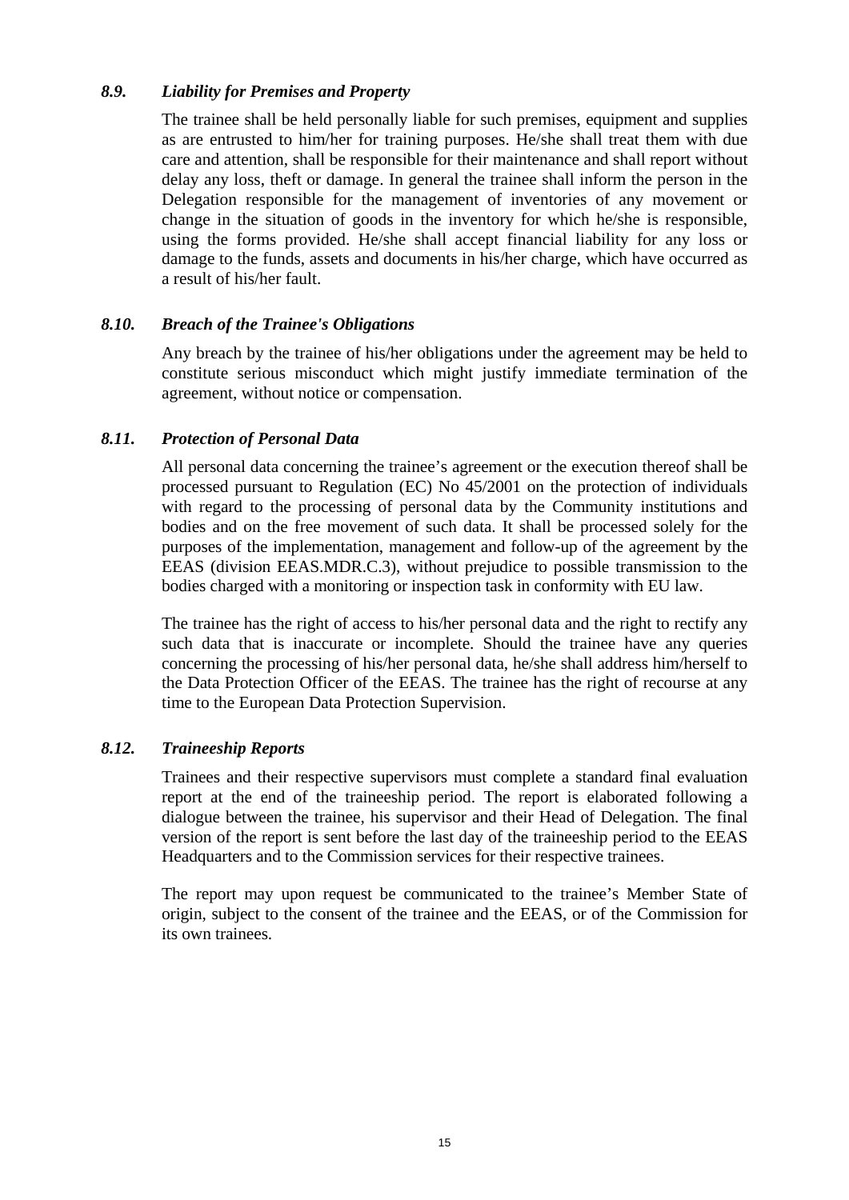### *8.9. Liability for Premises and Property*

The trainee shall be held personally liable for such premises, equipment and supplies as are entrusted to him/her for training purposes. He/she shall treat them with due care and attention, shall be responsible for their maintenance and shall report without delay any loss, theft or damage. In general the trainee shall inform the person in the Delegation responsible for the management of inventories of any movement or change in the situation of goods in the inventory for which he/she is responsible, using the forms provided. He/she shall accept financial liability for any loss or damage to the funds, assets and documents in his/her charge, which have occurred as a result of his/her fault.

### *8.10. Breach of the Trainee's Obligations*

Any breach by the trainee of his/her obligations under the agreement may be held to constitute serious misconduct which might justify immediate termination of the agreement, without notice or compensation.

### *8.11. Protection of Personal Data*

All personal data concerning the trainee's agreement or the execution thereof shall be processed pursuant to Regulation (EC) No 45/2001 on the protection of individuals with regard to the processing of personal data by the Community institutions and bodies and on the free movement of such data. It shall be processed solely for the purposes of the implementation, management and follow-up of the agreement by the EEAS (division EEAS.MDR.C.3), without prejudice to possible transmission to the bodies charged with a monitoring or inspection task in conformity with EU law.

The trainee has the right of access to his/her personal data and the right to rectify any such data that is inaccurate or incomplete. Should the trainee have any queries concerning the processing of his/her personal data, he/she shall address him/herself to the Data Protection Officer of the EEAS. The trainee has the right of recourse at any time to the European Data Protection Supervision.

### *8.12. Traineeship Reports*

Trainees and their respective supervisors must complete a standard final evaluation report at the end of the traineeship period. The report is elaborated following a dialogue between the trainee, his supervisor and their Head of Delegation. The final version of the report is sent before the last day of the traineeship period to the EEAS Headquarters and to the Commission services for their respective trainees.

The report may upon request be communicated to the trainee's Member State of origin, subject to the consent of the trainee and the EEAS, or of the Commission for its own trainees.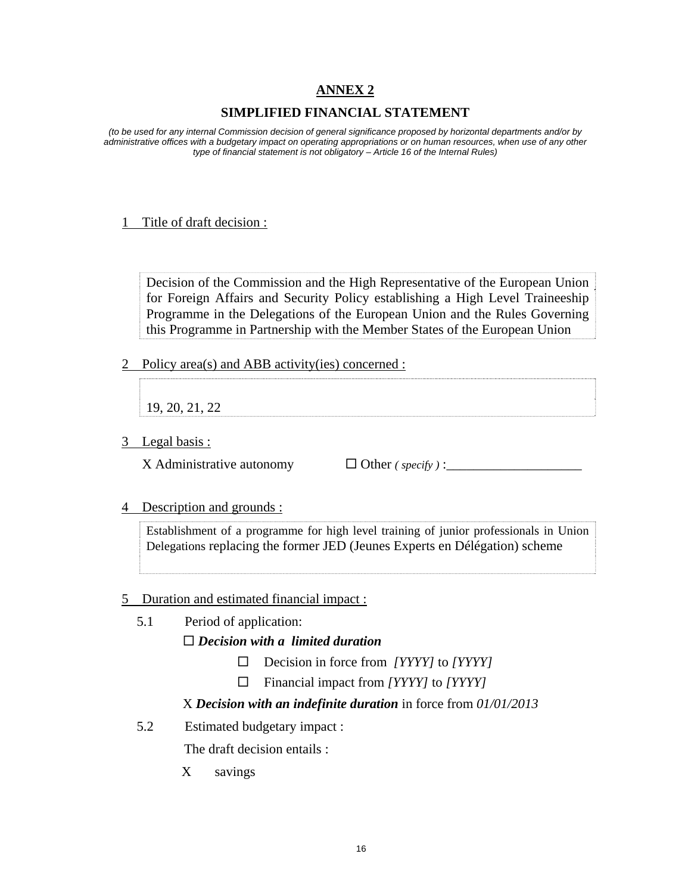# ANNEX 2

## SIMPLIFIED FINANCIAL STATEMENT

*(to be used for any internal Commission decision of general significance proposed by horizontal departments and/or by administrative offices with a budgetary impact on operating appropriations or on human resources, when use of any other type of financial statement is not obligatory – Article 16 of the Internal Rules)*

1 Title of draft decision :

Decision of the Commission and the High Representative of the European Union for Foreign Affairs and Security Policy establishing a High Level Traineeship Programme in the Delegations of the European Union and the Rules Governing this Programme in Partnership with the Member States of the European Union

2 Policy area(s) and ABB activity(ies) concerned :

19, 20, 21, 22

3 Legal basis :

X Administrative autonomy ☐ Other *( specify )* :____________________

4 Description and grounds :

Establishment of a programme for high level training of junior professionals in Union Delegations replacing the former JED (Jeunes Experts en Délégation) scheme

5 Duration and estimated financial impact :

5.1 Period of application:

☐ ***Decision with a limited duration***

- ☐ Decision in force from *[YYYY]* to *[YYYY]*
- ☐ Financial impact from *[YYYY]* to *[YYYY]*

X ***Decision with an indefinite duration*** in force from *01/01/2013*

5.2 Estimated budgetary impact :

The draft decision entails :

X savings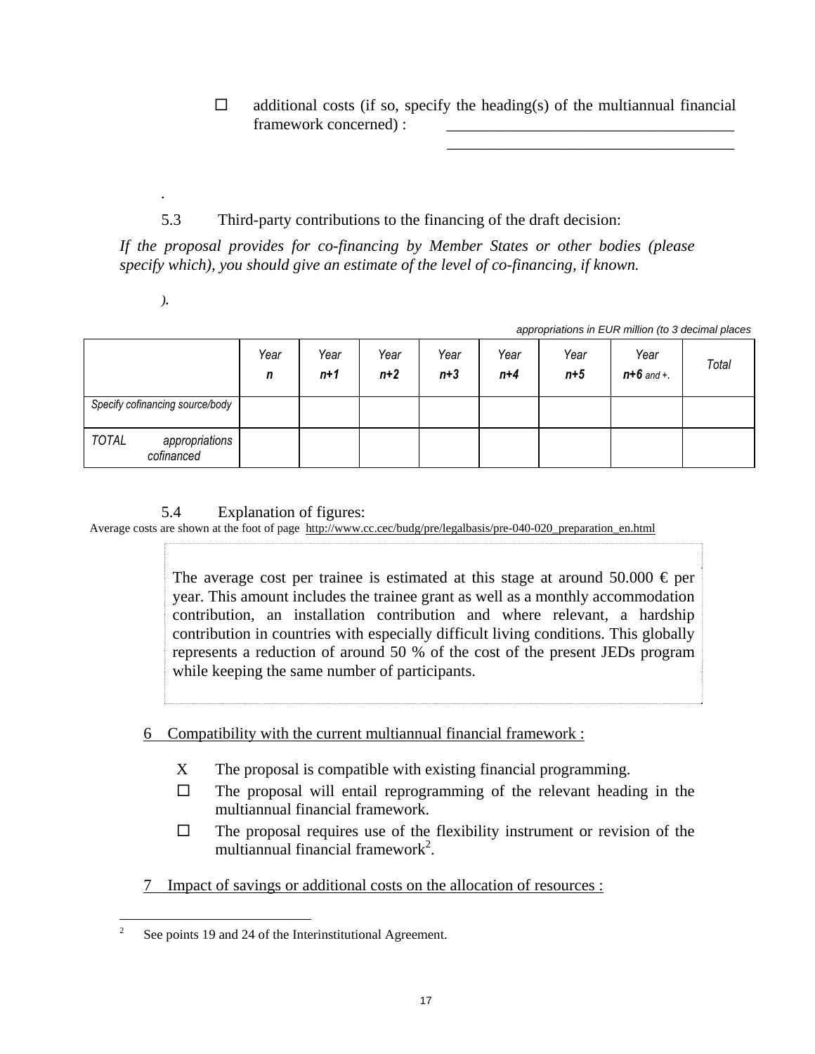☐ additional costs (if so, specify the heading(s) of the multiannual financial framework concerned) : ____________________________________
____________________________________

.

5.3 Third-party contributions to the financing of the draft decision:

*If the proposal provides for co-financing by Member States or other bodies (please specify which), you should give an estimate of the level of co-financing, if known.*

*).*

*appropriations in EUR million (to 3 decimal places*

| | *Year* ***n*** | *Year* ***n+1*** | *Year* ***n+2*** | *Year* ***n+3*** | *Year* ***n+4*** | *Year* ***n+5*** | *Year* ***n+6*** *and +.* | *Total* |
|---|---|---|---|---|---|---|---|---|
| *Specify cofinancing source/body* | | | | | | | | |
| *TOTAL appropriations cofinanced* | | | | | | | | |

5.4 Explanation of figures:

Average costs are shown at the foot of page http://www.cc.cec/budg/pre/legalbasis/pre-040-020_preparation_en.html

The average cost per trainee is estimated at this stage at around 50.000 € per year. This amount includes the trainee grant as well as a monthly accommodation contribution, an installation contribution and where relevant, a hardship contribution in countries with especially difficult living conditions. This globally represents a reduction of around 50 % of the cost of the present JEDs program while keeping the same number of participants.

## 6 Compatibility with the current multiannual financial framework :

- X The proposal is compatible with existing financial programming.
- ☐ The proposal will entail reprogramming of the relevant heading in the multiannual financial framework.
- ☐ The proposal requires use of the flexibility instrument or revision of the multiannual financial framework[2].

## 7 Impact of savings or additional costs on the allocation of resources :

[2] See points 19 and 24 of the Interinstitutional Agreement.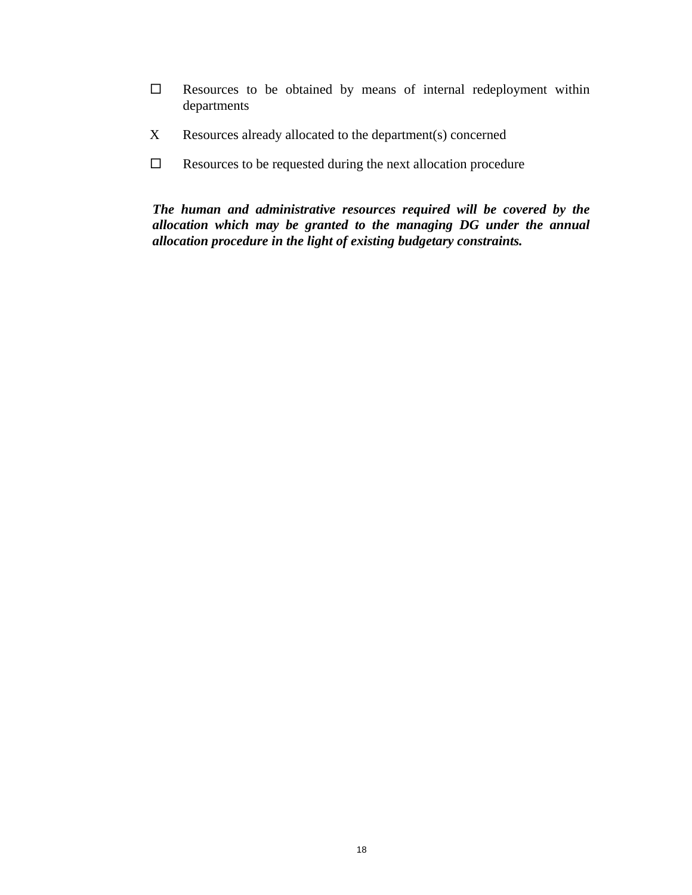☐ Resources to be obtained by means of internal redeployment within departments

X Resources already allocated to the department(s) concerned

☐ Resources to be requested during the next allocation procedure

***The human and administrative resources required will be covered by the allocation which may be granted to the managing DG under the annual allocation procedure in the light of existing budgetary constraints.***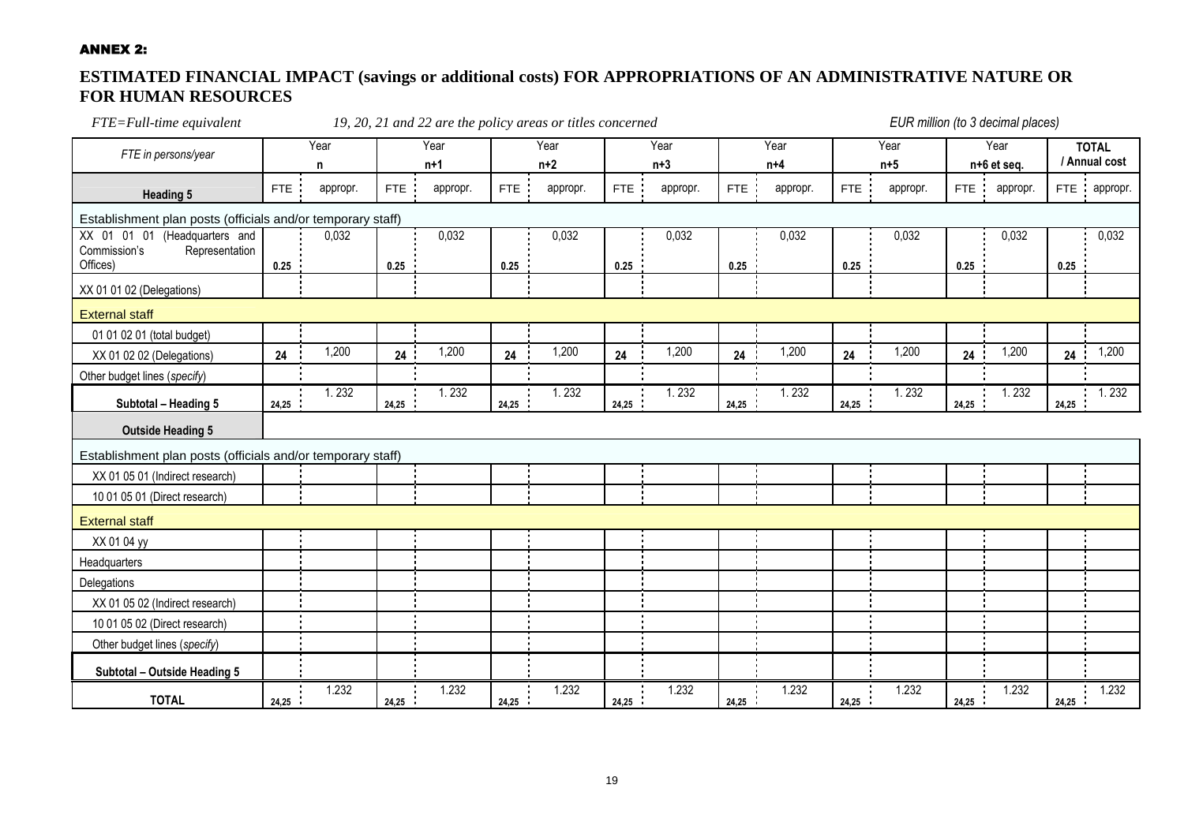**ANNEX 2:**

## ESTIMATED FINANCIAL IMPACT (savings or additional costs) FOR APPROPRIATIONS OF AN ADMINISTRATIVE NATURE OR FOR HUMAN RESOURCES

*FTE=Full-time equivalent* *19, 20, 21 and 22 are the policy areas or titles concerned* *EUR million (to 3 decimal places)*

| *FTE in persons/year* | Year n | | Year n+1 | | Year n+2 | | Year n+3 | | Year n+4 | | Year n+5 | | Year n+6 et seq. | | **TOTAL / Annual cost** | |
|---|---|---|---|---|---|---|---|---|---|---|---|---|---|---|---|---|
| **Heading 5** | FTE | appropr. | FTE | appropr. | FTE | appropr. | FTE | appropr. | FTE | appropr. | FTE | appropr. | FTE | appropr. | FTE | appropr. |
| Establishment plan posts (officials and/or temporary staff) | | | | | | | | | | | | | | | | |
| XX 01 01 01 (Headquarters and Commission's Representation Offices) | 0.25 | 0,032 | 0.25 | 0,032 | 0.25 | 0,032 | 0.25 | 0,032 | 0.25 | 0,032 | 0.25 | 0,032 | 0.25 | 0,032 | 0.25 | 0,032 |
| XX 01 01 02 (Delegations) | | | | | | | | | | | | | | | | |
| External staff | | | | | | | | | | | | | | | | |
| 01 01 02 01 (total budget) | | | | | | | | | | | | | | | | |
| XX 01 02 02 (Delegations) | **24** | 1,200 | **24** | 1,200 | **24** | 1,200 | **24** | 1,200 | **24** | 1,200 | **24** | 1,200 | **24** | 1,200 | **24** | 1,200 |
| Other budget lines (*specify*) | | | | | | | | | | | | | | | | |
| **Subtotal – Heading 5** | 24,25 | 1. 232 | 24,25 | 1. 232 | 24,25 | 1. 232 | 24,25 | 1. 232 | 24,25 | 1. 232 | 24,25 | 1. 232 | 24,25 | 1. 232 | 24,25 | 1. 232 |
| **Outside Heading 5** | | | | | | | | | | | | | | | | |
| Establishment plan posts (officials and/or temporary staff) | | | | | | | | | | | | | | | | |
| XX 01 05 01 (Indirect research) | | | | | | | | | | | | | | | | |
| 10 01 05 01 (Direct research) | | | | | | | | | | | | | | | | |
| External staff | | | | | | | | | | | | | | | | |
| XX 01 04 yy | | | | | | | | | | | | | | | | |
| Headquarters | | | | | | | | | | | | | | | | |
| Delegations | | | | | | | | | | | | | | | | |
| XX 01 05 02 (Indirect research) | | | | | | | | | | | | | | | | |
| 10 01 05 02 (Direct research) | | | | | | | | | | | | | | | | |
| Other budget lines (*specify*) | | | | | | | | | | | | | | | | |
| **Subtotal – Outside Heading 5** | | | | | | | | | | | | | | | | |
| **TOTAL** | 24,25 | 1.232 | 24,25 | 1.232 | 24,25 | 1.232 | 24,25 | 1.232 | 24,25 | 1.232 | 24,25 | 1.232 | 24,25 | 1.232 | 24,25 | 1.232 |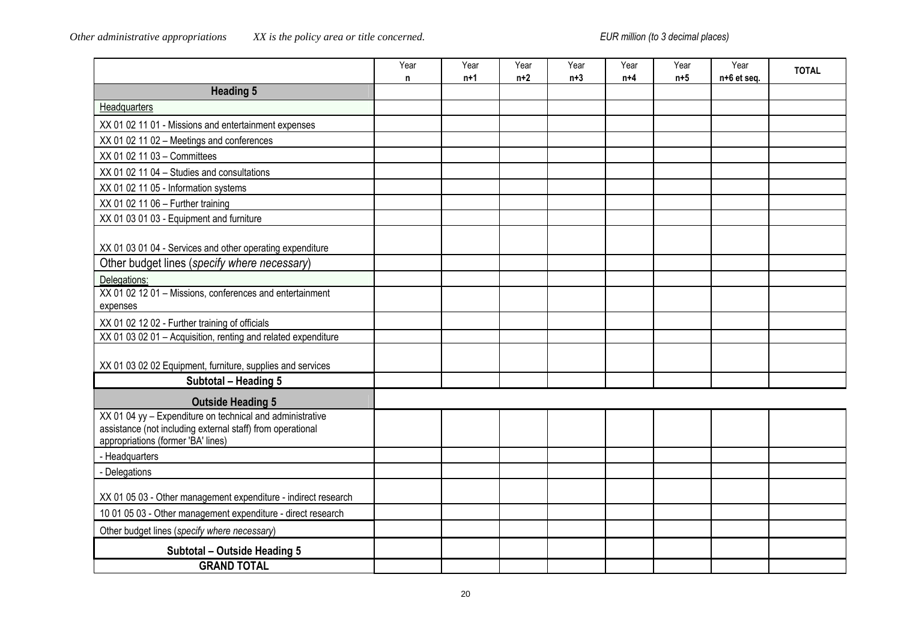*Other administrative appropriations* *XX is the policy area or title concerned.* *EUR million (to 3 decimal places)*

| | Year n | Year n+1 | Year n+2 | Year n+3 | Year n+4 | Year n+5 | Year n+6 et seq. | TOTAL |
|---|---|---|---|---|---|---|---|---|
| **Heading 5** | | | | | | | | |
| Headquarters | | | | | | | | |
| XX 01 02 11 01 - Missions and entertainment expenses | | | | | | | | |
| XX 01 02 11 02 – Meetings and conferences | | | | | | | | |
| XX 01 02 11 03 – Committees | | | | | | | | |
| XX 01 02 11 04 – Studies and consultations | | | | | | | | |
| XX 01 02 11 05 - Information systems | | | | | | | | |
| XX 01 02 11 06 – Further training | | | | | | | | |
| XX 01 03 01 03 - Equipment and furniture | | | | | | | | |
| XX 01 03 01 04 - Services and other operating expenditure | | | | | | | | |
| Other budget lines (*specify where necessary*) | | | | | | | | |
| Delegations: | | | | | | | | |
| XX 01 02 12 01 – Missions, conferences and entertainment expenses | | | | | | | | |
| XX 01 02 12 02 - Further training of officials | | | | | | | | |
| XX 01 03 02 01 – Acquisition, renting and related expenditure | | | | | | | | |
| XX 01 03 02 02 Equipment, furniture, supplies and services | | | | | | | | |
| **Subtotal – Heading 5** | | | | | | | | |
| **Outside Heading 5** | | | | | | | | |
| XX 01 04 yy – Expenditure on technical and administrative assistance (not including external staff) from operational appropriations (former 'BA' lines) | | | | | | | | |
| - Headquarters | | | | | | | | |
| - Delegations | | | | | | | | |
| XX 01 05 03 - Other management expenditure - indirect research | | | | | | | | |
| 10 01 05 03 - Other management expenditure - direct research | | | | | | | | |
| Other budget lines (*specify where necessary*) | | | | | | | | |
| **Subtotal – Outside Heading 5** | | | | | | | | |
| **GRAND TOTAL** | | | | | | | | |